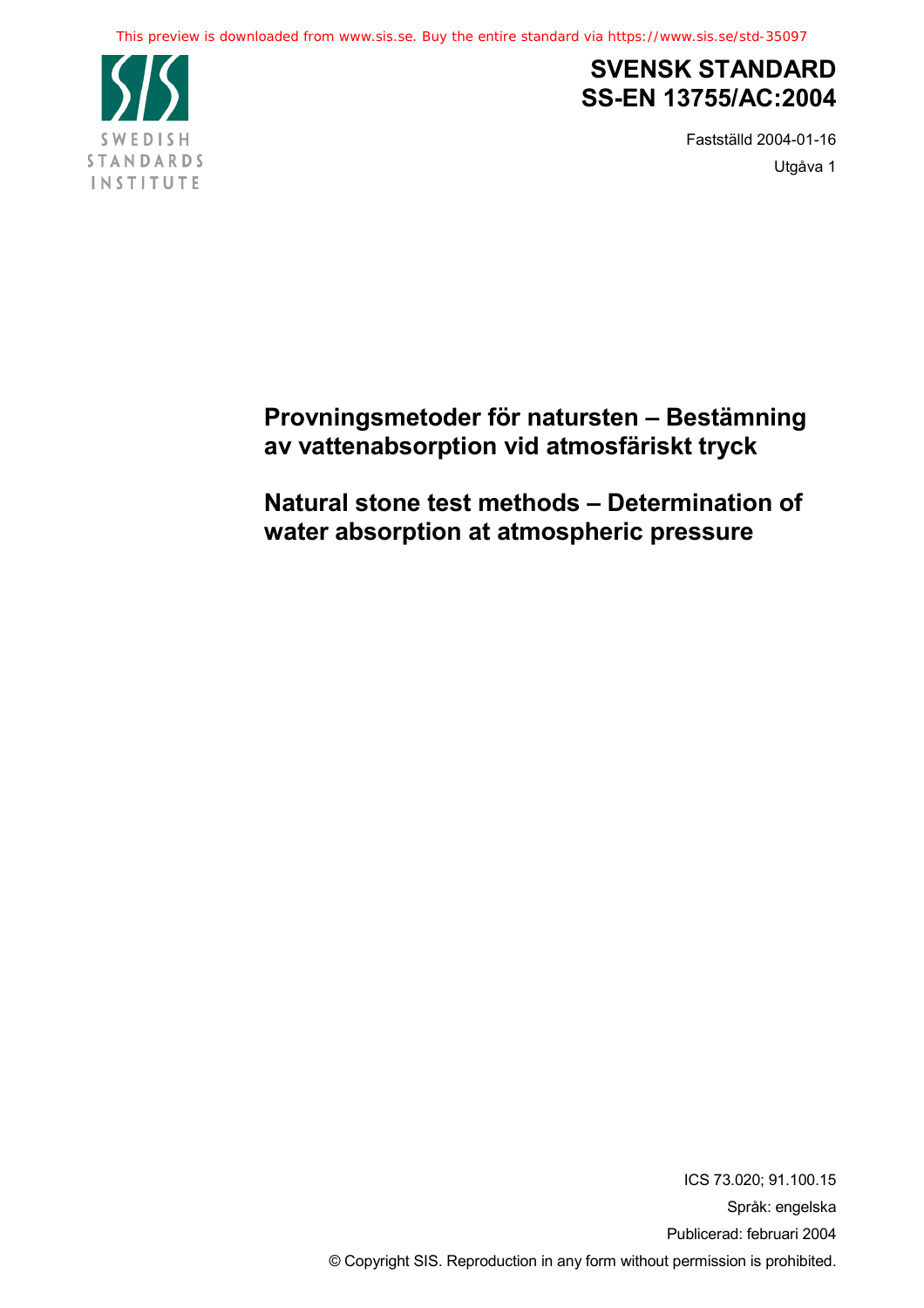# SVENSK STANDARD
# SS-EN 13755/AC:2004

Fastställd 2004-01-16

Utgåva 1

## Provningsmetoder för natursten – Bestämning av vattenabsorption vid atmosfäriskt tryck

## Natural stone test methods – Determination of water absorption at atmospheric pressure

ICS 73.020; 91.100.15

Språk: engelska

Publicerad: februari 2004

© Copyright SIS. Reproduction in any form without permission is prohibited.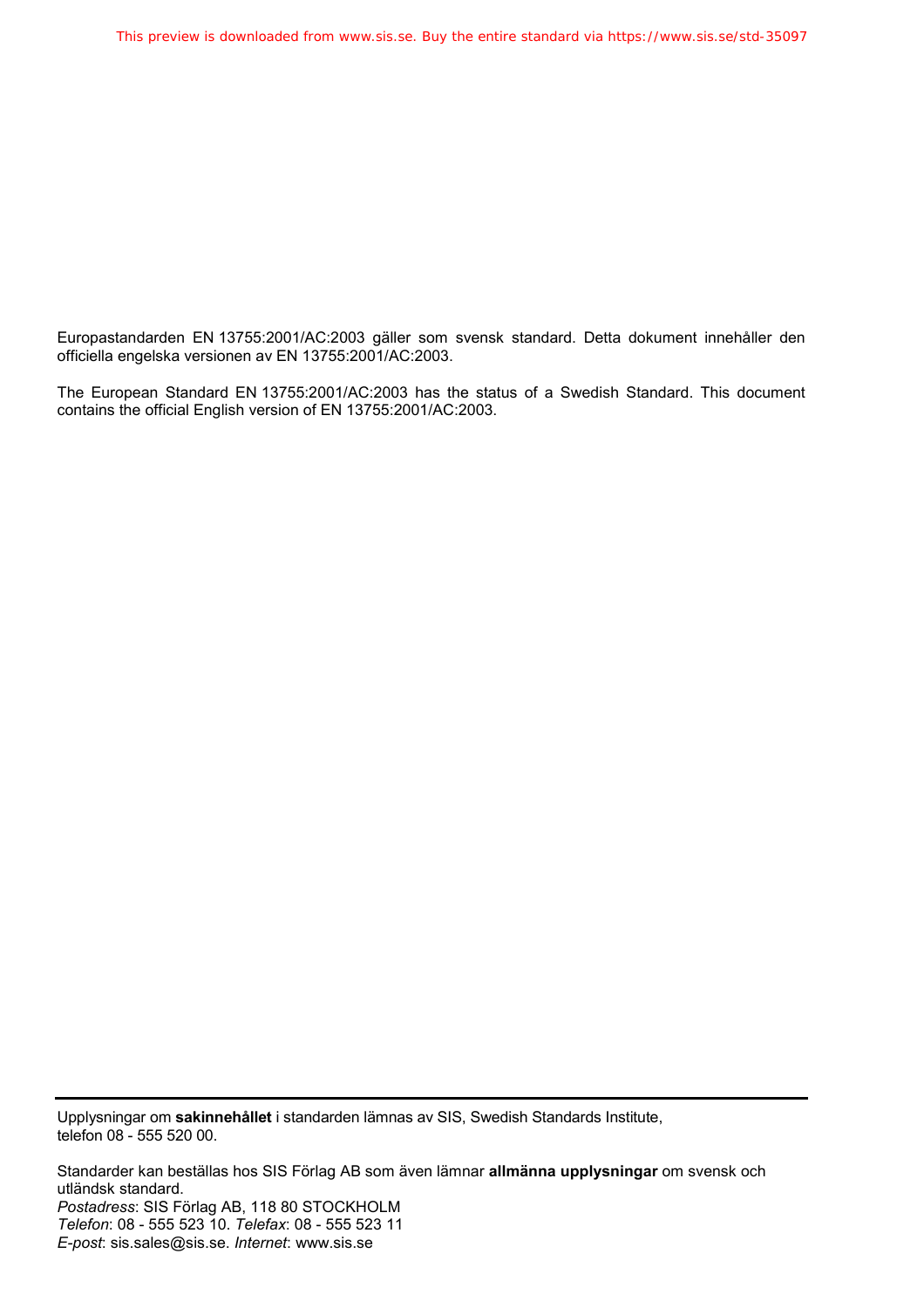Europastandarden EN 13755:2001/AC:2003 gäller som svensk standard. Detta dokument innehåller den officiella engelska versionen av EN 13755:2001/AC:2003.

The European Standard EN 13755:2001/AC:2003 has the status of a Swedish Standard. This document contains the official English version of EN 13755:2001/AC:2003.

---

Upplysningar om **sakinnehållet** i standarden lämnas av SIS, Swedish Standards Institute, telefon 08 - 555 520 00.

Standarder kan beställas hos SIS Förlag AB som även lämnar **allmänna upplysningar** om svensk och utländsk standard.
*Postadress*: SIS Förlag AB, 118 80 STOCKHOLM
*Telefon*: 08 - 555 523 10. *Telefax*: 08 - 555 523 11
*E-post*: sis.sales@sis.se. *Internet*: www.sis.se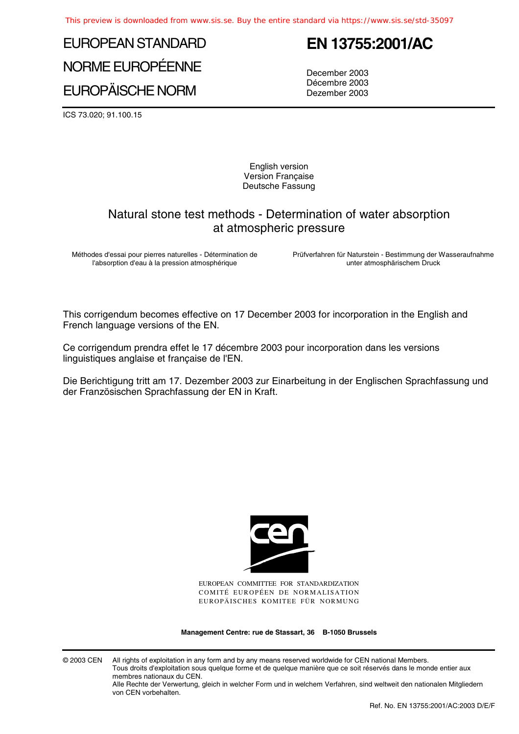This preview is downloaded from www.sis.se. Buy the entire standard via https://www.sis.se/std-35097

# EUROPEAN STANDARD
# NORME EUROPÉENNE
# EUROPÄISCHE NORM

# EN 13755:2001/AC

December 2003
Décembre 2003
Dezember 2003

ICS 73.020; 91.100.15

English version
Version Française
Deutsche Fassung

## Natural stone test methods - Determination of water absorption at atmospheric pressure

Méthodes d'essai pour pierres naturelles - Détermination de l'absorption d'eau à la pression atmosphérique

Prüfverfahren für Naturstein - Bestimmung der Wasseraufnahme unter atmosphärischem Druck

This corrigendum becomes effective on 17 December 2003 for incorporation in the English and French language versions of the EN.

Ce corrigendum prendra effet le 17 décembre 2003 pour incorporation dans les versions linguistiques anglaise et française de l'EN.

Die Berichtigung tritt am 17. Dezember 2003 zur Einarbeitung in der Englischen Sprachfassung und der Französischen Sprachfassung der EN in Kraft.

EUROPEAN COMMITTEE FOR STANDARDIZATION
COMITÉ EUROPÉEN DE NORMALISATION
EUROPÄISCHES KOMITEE FÜR NORMUNG

**Management Centre: rue de Stassart, 36 B-1050 Brussels**

© 2003 CEN All rights of exploitation in any form and by any means reserved worldwide for CEN national Members.
Tous droits d'exploitation sous quelque forme et de quelque manière que ce soit réservés dans le monde entier aux membres nationaux du CEN.
Alle Rechte der Verwertung, gleich in welcher Form und in welchem Verfahren, sind weltweit den nationalen Mitgliedern von CEN vorbehalten.

Ref. No. EN 13755:2001/AC:2003 D/E/F